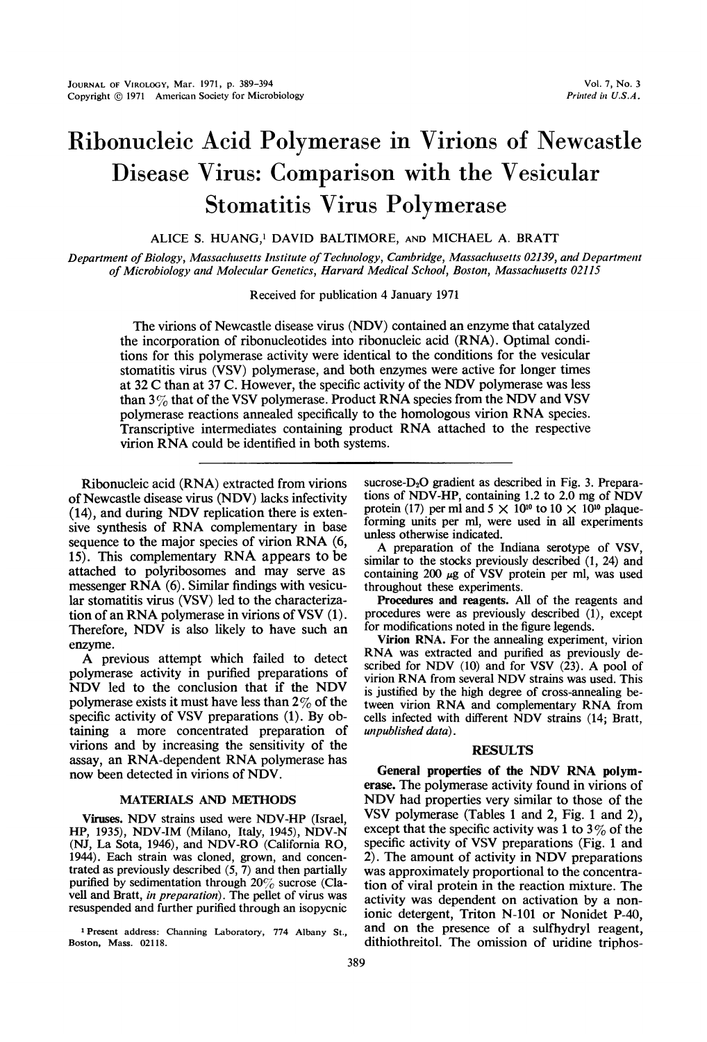# Ribonucleic Acid Polymerase in Virions of Newcastle Disease Virus: Comparison with the Vesicular Stomatitis Virus Polymerase

ALICE S. HUANG,[1] DAVID BALTIMORE, AND MICHAEL A. BRATT

*Department of Biology, Massachusetts Institute of Technology, Cambridge, Massachusetts 02139, and Department of Microbiology and Molecular Genetics, Harvard Medical School, Boston, Massachusetts 02115*

Received for publication 4 January 1971

The virions of Newcastle disease virus (NDV) contained an enzyme that catalyzed the incorporation of ribonucleotides into ribonucleic acid (RNA). Optimal conditions for this polymerase activity were identical to the conditions for the vesicular stomatitis virus (VSV) polymerase, and both enzymes were active for longer times at 32 C than at 37 C. However, the specific activity of the NDV polymerase was less than 3% that of the VSV polymerase. Product RNA species from the NDV and VSV polymerase reactions annealed specifically to the homologous virion RNA species. Transcriptive intermediates containing product RNA attached to the respective virion RNA could be identified in both systems.

Ribonucleic acid (RNA) extracted from virions of Newcastle disease virus (NDV) lacks infectivity (14), and during NDV replication there is extensive synthesis of RNA complementary in base sequence to the major species of virion RNA (6, 15). This complementary RNA appears to be attached to polyribosomes and may serve as messenger RNA (6). Similar findings with vesicular stomatitis virus (VSV) led to the characterization of an RNA polymerase in virions of VSV (1). Therefore, NDV is also likely to have such an enzyme.

A previous attempt which failed to detect polymerase activity in purified preparations of NDV led to the conclusion that if the NDV polymerase exists it must have less than 2% of the specific activity of VSV preparations (1). By obtaining a more concentrated preparation of virions and by increasing the sensitivity of the assay, an RNA-dependent RNA polymerase has now been detected in virions of NDV.

## MATERIALS AND METHODS

**Viruses.** NDV strains used were NDV-HP (Israel, HP, 1935), NDV-IM (Milano, Italy, 1945), NDV-N (NJ, La Sota, 1946), and NDV-RO (California RO, 1944). Each strain was cloned, grown, and concentrated as previously described (5, 7) and then partially purified by sedimentation through 20% sucrose (Clavell and Bratt, *in preparation*). The pellet of virus was resuspended and further purified through an isopycnic sucrose-$D_2O$ gradient as described in Fig. 3. Preparations of NDV-HP, containing 1.2 to 2.0 mg of NDV protein (17) per ml and $5 \times 10^{10}$ to $10 \times 10^{10}$ plaque-forming units per ml, were used in all experiments unless otherwise indicated.

A preparation of the Indiana serotype of VSV, similar to the stocks previously described (1, 24) and containing 200 μg of VSV protein per ml, was used throughout these experiments.

**Procedures and reagents.** All of the reagents and procedures were as previously described (1), except for modifications noted in the figure legends.

**Virion RNA.** For the annealing experiment, virion RNA was extracted and purified as previously described for NDV (10) and for VSV (23). A pool of virion RNA from several NDV strains was used. This is justified by the high degree of cross-annealing between virion RNA and complementary RNA from cells infected with different NDV strains (14; Bratt, *unpublished data*).

## RESULTS

**General properties of the NDV RNA polymerase.** The polymerase activity found in virions of NDV had properties very similar to those of the VSV polymerase (Tables 1 and 2, Fig. 1 and 2), except that the specific activity was 1 to 3% of the specific activity of VSV preparations (Fig. 1 and 2). The amount of activity in NDV preparations was approximately proportional to the concentration of viral protein in the reaction mixture. The activity was dependent on activation by a nonionic detergent, Triton N-101 or Nonidet P-40, and on the presence of a sulfhydryl reagent, dithiothreitol. The omission of uridine triphos-

[1] Present address: Channing Laboratory, 774 Albany St., Boston, Mass. 02118.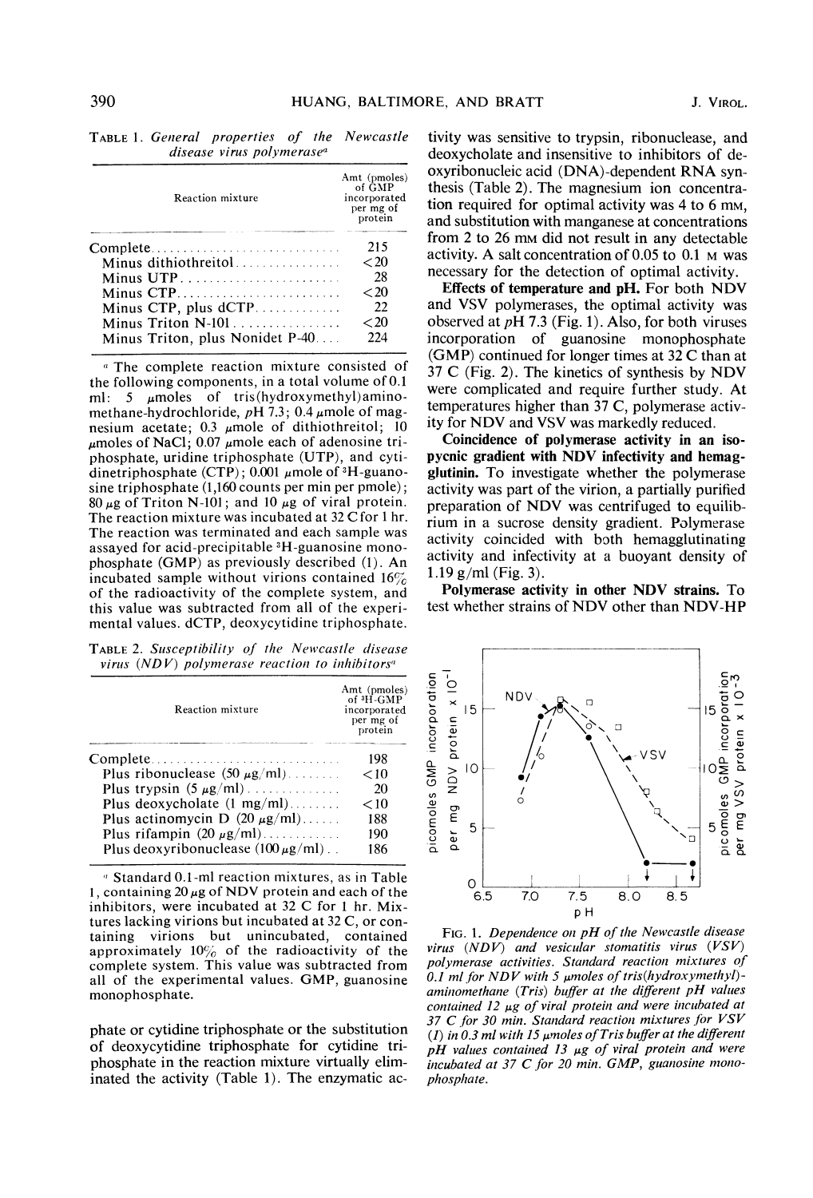TABLE 1. *General properties of the Newcastle disease virus polymerase*[a]

| Reaction mixture | Amt (pmoles) of GMP incorporated per mg of protein |
|---|---|
| Complete | 215 |
| Minus dithiothreitol | <20 |
| Minus UTP | 28 |
| Minus CTP | <20 |
| Minus CTP, plus dCTP | 22 |
| Minus Triton N-101 | <20 |
| Minus Triton, plus Nonidet P-40 | 224 |

[a] The complete reaction mixture consisted of the following components, in a total volume of 0.1 ml: 5 μmoles of tris(hydroxymethyl)aminomethane-hydrochloride, *p*H 7.3; 0.4 μmole of magnesium acetate; 0.3 μmole of dithiothreitol; 10 μmoles of NaCl; 0.07 μmole each of adenosine triphosphate, uridine triphosphate (UTP), and cytidinetriphosphate (CTP); 0.001 μmole of $^3$H-guanosine triphosphate (1,160 counts per min per pmole); 80 μg of Triton N-101; and 10 μg of viral protein. The reaction mixture was incubated at 32 C for 1 hr. The reaction was terminated and each sample was assayed for acid-precipitable $^3$H-guanosine monophosphate (GMP) as previously described (1). An incubated sample without virions contained 16% of the radioactivity of the complete system, and this value was subtracted from all of the experimental values. dCTP, deoxycytidine triphosphate.

TABLE 2. *Susceptibility of the Newcastle disease virus (NDV) polymerase reaction to inhibitors*[a]

| Reaction mixture | Amt (pmoles) of $^3$H-GMP incorporated per mg of protein |
|---|---|
| Complete | 198 |
| Plus ribonuclease (50 μg/ml) | <10 |
| Plus trypsin (5 μg/ml) | 20 |
| Plus deoxycholate (1 mg/ml) | <10 |
| Plus actinomycin D (20 μg/ml) | 188 |
| Plus rifampin (20 μg/ml) | 190 |
| Plus deoxyribonuclease (100 μg/ml) | 186 |

[a] Standard 0.1-ml reaction mixtures, as in Table 1, containing 20 μg of NDV protein and each of the inhibitors, were incubated at 32 C for 1 hr. Mixtures lacking virions but incubated at 32 C, or containing virions but unincubated, contained approximately 10% of the radioactivity of the complete system. This value was subtracted from all of the experimental values. GMP, guanosine monophosphate.

phate or cytidine triphosphate or the substitution of deoxycytidine triphosphate for cytidine triphosphate in the reaction mixture virtually eliminated the activity (Table 1). The enzymatic activity was sensitive to trypsin, ribonuclease, and deoxycholate and insensitive to inhibitors of deoxyribonucleic acid (DNA)-dependent RNA synthesis (Table 2). The magnesium ion concentration required for optimal activity was 4 to 6 mM, and substitution with manganese at concentrations from 2 to 26 mM did not result in any detectable activity. A salt concentration of 0.05 to 0.1 M was necessary for the detection of optimal activity.

**Effects of temperature and pH.** For both NDV and VSV polymerases, the optimal activity was observed at *p*H 7.3 (Fig. 1). Also, for both viruses incorporation of guanosine monophosphate (GMP) continued for longer times at 32 C than at 37 C (Fig. 2). The kinetics of synthesis by NDV were complicated and require further study. At temperatures higher than 37 C, polymerase activity for NDV and VSV was markedly reduced.

**Coincidence of polymerase activity in an isopycnic gradient with NDV infectivity and hemagglutinin.** To investigate whether the polymerase activity was part of the virion, a partially purified preparation of NDV was centrifuged to equilibrium in a sucrose density gradient. Polymerase activity coincided with both hemagglutinating activity and infectivity at a buoyant density of 1.19 g/ml (Fig. 3).

**Polymerase activity in other NDV strains.** To test whether strains of NDV other than NDV-HP

FIG. 1. *Dependence on pH of the Newcastle disease virus (NDV) and vesicular stomatitis virus (VSV) polymerase activities. Standard reaction mixtures of 0.1 ml for NDV with 5 μmoles of tris(hydroxymethyl)-aminomethane (Tris) buffer at the different pH values contained 12 μg of viral protein and were incubated at 37 C for 30 min. Standard reaction mixtures for VSV (1) in 0.3 ml with 15 μmoles of Tris buffer at the different pH values contained 13 μg of viral protein and were incubated at 37 C for 20 min. GMP, guanosine monophosphate.*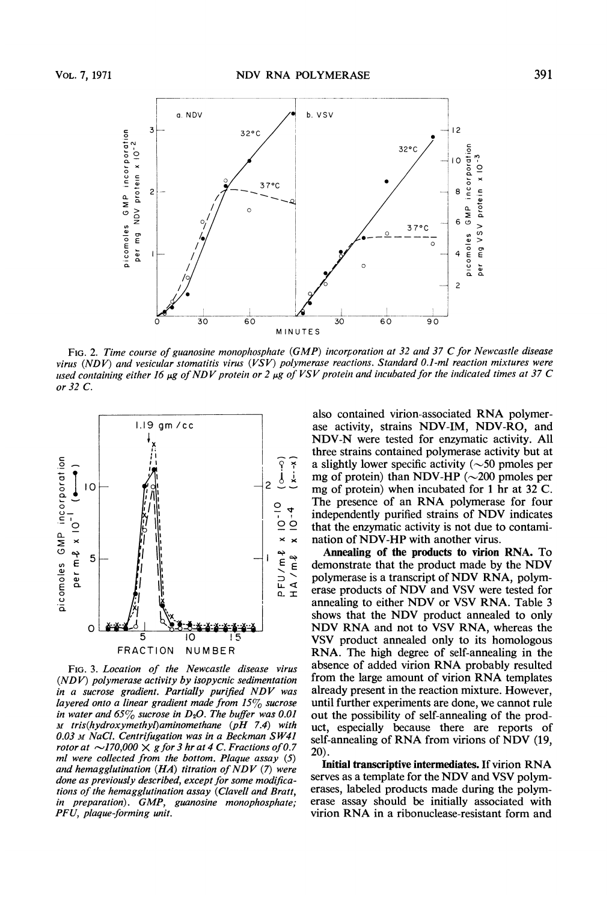FIG. 2. *Time course of guanosine monophosphate (GMP) incorporation at 32 and 37 C for Newcastle disease virus (NDV) and vesicular stomatitis virus (VSV) polymerase reactions. Standard 0.1-ml reaction mixtures were used containing either 16 μg of NDV protein or 2 μg of VSV protein and incubated for the indicated times at 37 C or 32 C.*

FIG. 3. *Location of the Newcastle disease virus (NDV) polymerase activity by isopycnic sedimentation in a sucrose gradient. Partially purified NDV was layered onto a linear gradient made from 15% sucrose in water and 65% sucrose in $D_2O$. The buffer was 0.01 M tris(hydroxymethyl)aminomethane (pH 7.4) with 0.03 M NaCl. Centrifugation was in a Beckman SW41 rotor at ~170,000 × g for 3 hr at 4 C. Fractions of 0.7 ml were collected from the bottom. Plaque assay (5) and hemagglutination (HA) titration of NDV (7) were done as previously described, except for some modifications of the hemagglutination assay (Clavell and Bratt, in preparation). GMP, guanosine monophosphate; PFU, plaque-forming unit.*

also contained virion-associated RNA polymerase activity, strains NDV-IM, NDV-RO, and NDV-N were tested for enzymatic activity. All three strains contained polymerase activity but at a slightly lower specific activity (~50 pmoles per mg of protein) than NDV-HP (~200 pmoles per mg of protein) when incubated for 1 hr at 32 C. The presence of an RNA polymerase for four independently purified strains of NDV indicates that the enzymatic activity is not due to contamination of NDV-HP with another virus.

**Annealing of the products to virion RNA.** To demonstrate that the product made by the NDV polymerase is a transcript of NDV RNA, polymerase products of NDV and VSV were tested for annealing to either NDV or VSV RNA. Table 3 shows that the NDV product annealed to only NDV RNA and not to VSV RNA, whereas the VSV product annealed only to its homologous RNA. The high degree of self-annealing in the absence of added virion RNA probably resulted from the large amount of virion RNA templates already present in the reaction mixture. However, until further experiments are done, we cannot rule out the possibility of self-annealing of the product, especially because there are reports of self-annealing of RNA from virions of NDV (19, 20).

**Initial transcriptive intermediates.** If virion RNA serves as a template for the NDV and VSV polymerases, labeled products made during the polymerase assay should be initially associated with virion RNA in a ribonuclease-resistant form and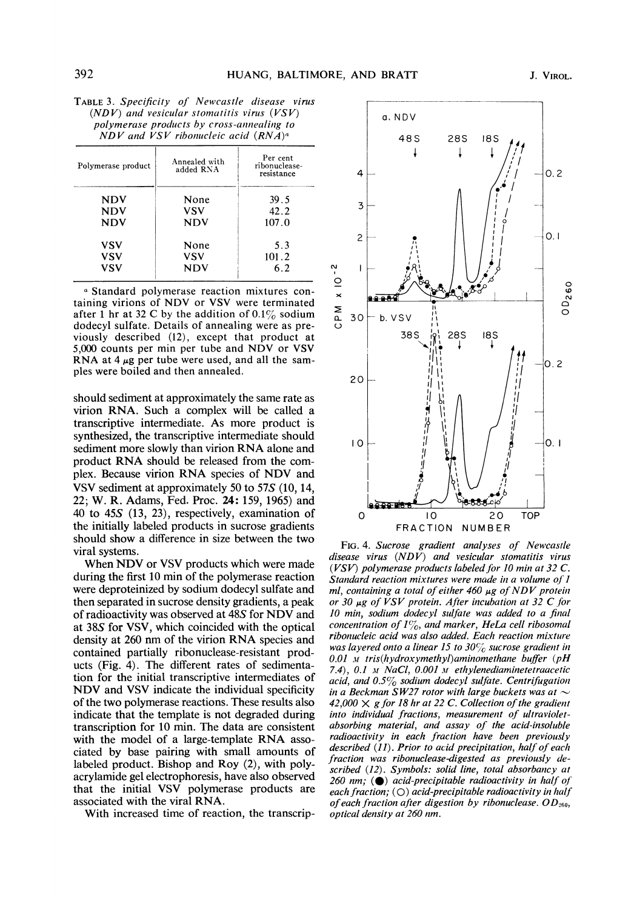TABLE 3. *Specificity of Newcastle disease virus (NDV) and vesicular stomatitis virus (VSV) polymerase products by cross-annealing to NDV and VSV ribonucleic acid (RNA)*[a]

| Polymerase product | Annealed with added RNA | Per cent ribonuclease-resistance |
|---|---|---|
| NDV | None | 39.5 |
| NDV | VSV | 42.2 |
| NDV | NDV | 107.0 |
| VSV | None | 5.3 |
| VSV | VSV | 101.2 |
| VSV | NDV | 6.2 |

[a] Standard polymerase reaction mixtures containing virions of NDV or VSV were terminated after 1 hr at 32 C by the addition of 0.1% sodium dodecyl sulfate. Details of annealing were as previously described (12), except that product at 5,000 counts per min per tube and NDV or VSV RNA at 4 μg per tube were used, and all the samples were boiled and then annealed.

should sediment at approximately the same rate as virion RNA. Such a complex will be called a transcriptive intermediate. As more product is synthesized, the transcriptive intermediate should sediment more slowly than virion RNA alone and product RNA should be released from the complex. Because virion RNA species of NDV and VSV sediment at approximately 50 to 57*S* (10, 14, 22; W. R. Adams, Fed. Proc. **24:** 159, 1965) and 40 to 45*S* (13, 23), respectively, examination of the initially labeled products in sucrose gradients should show a difference in size between the two viral systems.

When NDV or VSV products which were made during the first 10 min of the polymerase reaction were deproteinized by sodium dodecyl sulfate and then separated in sucrose density gradients, a peak of radioactivity was observed at 48*S* for NDV and at 38*S* for VSV, which coincided with the optical density at 260 nm of the virion RNA species and contained partially ribonuclease-resistant products (Fig. 4). The different rates of sedimentation for the initial transcriptive intermediates of NDV and VSV indicate the individual specificity of the two polymerase reactions. These results also indicate that the template is not degraded during transcription for 10 min. The data are consistent with the model of a large-template RNA associated by base pairing with small amounts of labeled product. Bishop and Roy (2), with polyacrylamide gel electrophoresis, have also observed that the initial VSV polymerase products are associated with the viral RNA.

With increased time of reaction, the transcrip-

FIG. 4. *Sucrose gradient analyses of Newcastle disease virus (NDV) and vesicular stomatitis virus (VSV) polymerase products labeled for 10 min at 32 C. Standard reaction mixtures were made in a volume of 1 ml, containing a total of either 460 μg of NDV protein or 30 μg of VSV protein. After incubation at 32 C for 10 min, sodium dodecyl sulfate was added to a final concentration of 1%, and marker, HeLa cell ribosomal ribonucleic acid was also added. Each reaction mixture was layered onto a linear 15 to 30% sucrose gradient in 0.01 M tris(hydroxymethyl)aminomethane buffer (pH 7.4), 0.1 M NaCl, 0.001 M ethylenediaminetetraacetic acid, and 0.5% sodium dodecyl sulfate. Centrifugation in a Beckman SW27 rotor with large buckets was at ~ 42,000 × g for 18 hr at 22 C. Collection of the gradient into individual fractions, measurement of ultraviolet-absorbing material, and assay of the acid-insoluble radioactivity in each fraction have been previously described (11). Prior to acid precipitation, half of each fraction was ribonuclease-digested as previously described (12). Symbols: solid line, total absorbancy at 260 nm; (●) acid-precipitable radioactivity in half of each fraction; (○) acid-precipitable radioactivity in half of each fraction after digestion by ribonuclease. $OD_{260}$, optical density at 260 nm.*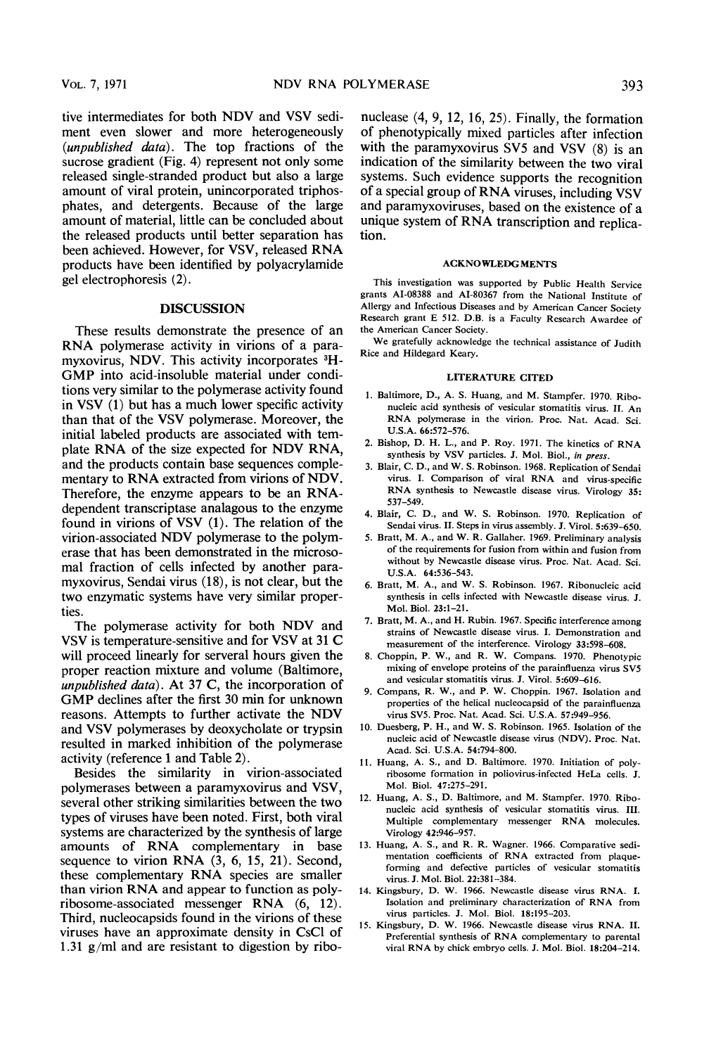tive intermediates for both NDV and VSV sediment even slower and more heterogeneously (*unpublished data*). The top fractions of the sucrose gradient (Fig. 4) represent not only some released single-stranded product but also a large amount of viral protein, unincorporated triphosphates, and detergents. Because of the large amount of material, little can be concluded about the released products until better separation has been achieved. However, for VSV, released RNA products have been identified by polyacrylamide gel electrophoresis (2).

## DISCUSSION

These results demonstrate the presence of an RNA polymerase activity in virions of a paramyxovirus, NDV. This activity incorporates $^{3}$H-GMP into acid-insoluble material under conditions very similar to the polymerase activity found in VSV (1) but has a much lower specific activity than that of the VSV polymerase. Moreover, the initial labeled products are associated with template RNA of the size expected for NDV RNA, and the products contain base sequences complementary to RNA extracted from virions of NDV. Therefore, the enzyme appears to be an RNA-dependent transcriptase analagous to the enzyme found in virions of VSV (1). The relation of the virion-associated NDV polymerase to the polymerase that has been demonstrated in the microsomal fraction of cells infected by another paramyxovirus, Sendai virus (18), is not clear, but the two enzymatic systems have very similar properties.

The polymerase activity for both NDV and VSV is temperature-sensitive and for VSV at 31 C will proceed linearly for serveral hours given the proper reaction mixture and volume (Baltimore, *unpublished data*). At 37 C, the incorporation of GMP declines after the first 30 min for unknown reasons. Attempts to further activate the NDV and VSV polymerases by deoxycholate or trypsin resulted in marked inhibition of the polymerase activity (reference 1 and Table 2).

Besides the similarity in virion-associated polymerases between a paramyxovirus and VSV, several other striking similarities between the two types of viruses have been noted. First, both viral systems are characterized by the synthesis of large amounts of RNA complementary in base sequence to virion RNA (3, 6, 15, 21). Second, these complementary RNA species are smaller than virion RNA and appear to function as polyribosome-associated messenger RNA (6, 12). Third, nucleocapsids found in the virions of these viruses have an approximate density in CsCl of 1.31 g/ml and are resistant to digestion by ribonuclease (4, 9, 12, 16, 25). Finally, the formation of phenotypically mixed particles after infection with the paramyxovirus SV5 and VSV (8) is an indication of the similarity between the two viral systems. Such evidence supports the recognition of a special group of RNA viruses, including VSV and paramyxoviruses, based on the existence of a unique system of RNA transcription and replication.

### ACKNOWLEDGMENTS

This investigation was supported by Public Health Service grants AI-08388 and AI-80367 from the National Institute of Allergy and Infectious Diseases and by American Cancer Society Research grant E 512. D.B. is a Faculty Research Awardee of the American Cancer Society.

We gratefully acknowledge the technical assistance of Judith Rice and Hildegard Keary.

### LITERATURE CITED

1. Baltimore, D., A. S. Huang, and M. Stampfer. 1970. Ribonucleic acid synthesis of vesicular stomatitis virus. II. An RNA polymerase in the virion. Proc. Nat. Acad. Sci. U.S.A. 66:572–576.
2. Bishop, D. H. L., and P. Roy. 1971. The kinetics of RNA synthesis by VSV particles. J. Mol. Biol., *in press*.
3. Blair, C. D., and W. S. Robinson. 1968. Replication of Sendai virus. I. Comparison of viral RNA and virus-specific RNA synthesis to Newcastle disease virus. Virology 35: 537–549.
4. Blair, C. D., and W. S. Robinson. 1970. Replication of Sendai virus. II. Steps in virus assembly. J. Virol. 5:639–650.
5. Bratt, M. A., and W. R. Gallaher. 1969. Preliminary analysis of the requirements for fusion from within and fusion from without by Newcastle disease virus. Proc. Nat. Acad. Sci. U.S.A. 64:536–543.
6. Bratt, M. A., and W. S. Robinson. 1967. Ribonucleic acid synthesis in cells infected with Newcastle disease virus. J. Mol. Biol. 23:1–21.
7. Bratt, M. A., and H. Rubin. 1967. Specific interference among strains of Newcastle disease virus. I. Demonstration and measurement of the interference. Virology 33:598–608.
8. Choppin, P. W., and R. W. Compans. 1970. Phenotypic mixing of envelope proteins of the parainfluenza virus SV5 and vesicular stomatitis virus. J. Virol. 5:609–616.
9. Compans, R. W., and P. W. Choppin. 1967. Isolation and properties of the helical nucleocapsid of the parainfluenza virus SV5. Proc. Nat. Acad. Sci. U.S.A. 57:949–956.
10. Duesberg, P. H., and W. S. Robinson. 1965. Isolation of the nucleic acid of Newcastle disease virus (NDV). Proc. Nat. Acad. Sci. U.S.A. 54:794–800.
11. Huang, A. S., and D. Baltimore. 1970. Initiation of polyribosome formation in poliovirus-infected HeLa cells. J. Mol. Biol. 47:275–291.
12. Huang, A. S., D. Baltimore, and M. Stampfer. 1970. Ribonucleic acid synthesis of vesicular stomatitis virus. III. Multiple complementary messenger RNA molecules. Virology 42:946–957.
13. Huang, A. S., and R. R. Wagner. 1966. Comparative sedimentation coefficients of RNA extracted from plaque-forming and defective particles of vesicular stomatitis virus. J. Mol. Biol. 22:381–384.
14. Kingsbury, D. W. 1966. Newcastle disease virus RNA. I. Isolation and preliminary characterization of RNA from virus particles. J. Mol. Biol. 18:195–203.
15. Kingsbury, D. W. 1966. Newcastle disease virus RNA. II. Preferential synthesis of RNA complementary to parental viral RNA by chick embryo cells. J. Mol. Biol. 18:204–214.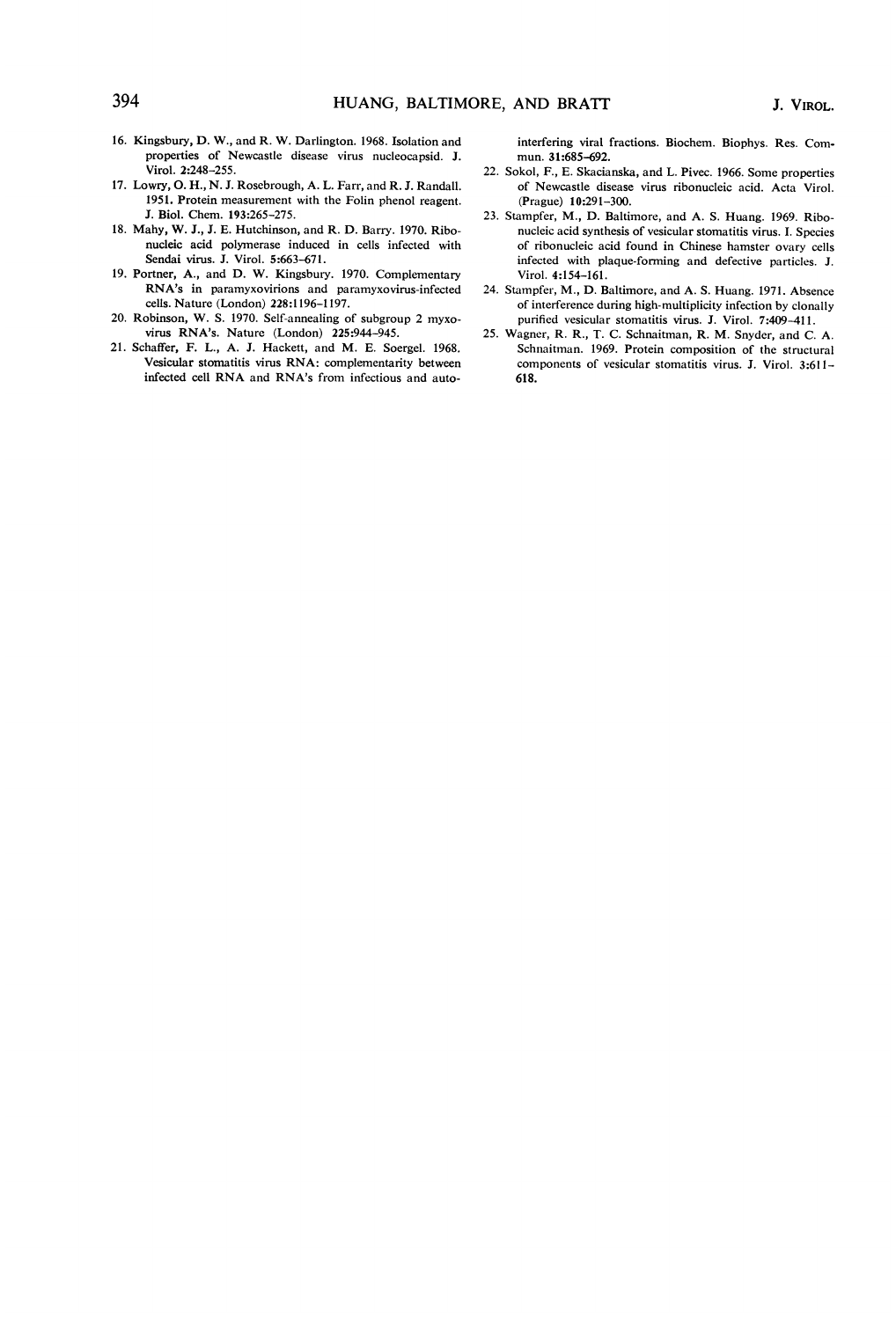16. Kingsbury, D. W., and R. W. Darlington. 1968. Isolation and properties of Newcastle disease virus nucleocapsid. J. Virol. 2:248–255.
17. Lowry, O. H., N. J. Rosebrough, A. L. Farr, and R. J. Randall. 1951. Protein measurement with the Folin phenol reagent. J. Biol. Chem. 193:265–275.
18. Mahy, W. J., J. E. Hutchinson, and R. D. Barry. 1970. Ribonucleic acid polymerase induced in cells infected with Sendai virus. J. Virol. 5:663–671.
19. Portner, A., and D. W. Kingsbury. 1970. Complementary RNA's in paramyxovirions and paramyxovirus-infected cells. Nature (London) 228:1196–1197.
20. Robinson, W. S. 1970. Self-annealing of subgroup 2 myxovirus RNA's. Nature (London) 225:944–945.
21. Schaffer, F. L., A. J. Hackett, and M. E. Soergel. 1968. Vesicular stomatitis virus RNA: complementarity between infected cell RNA and RNA's from infectious and autointerfering viral fractions. Biochem. Biophys. Res. Commun. 31:685–692.
22. Sokol, F., E. Skacianska, and L. Pivec. 1966. Some properties of Newcastle disease virus ribonucleic acid. Acta Virol. (Prague) 10:291–300.
23. Stampfer, M., D. Baltimore, and A. S. Huang. 1969. Ribonucleic acid synthesis of vesicular stomatitis virus. I. Species of ribonucleic acid found in Chinese hamster ovary cells infected with plaque-forming and defective particles. J. Virol. 4:154–161.
24. Stampfer, M., D. Baltimore, and A. S. Huang. 1971. Absence of interference during high-multiplicity infection by clonally purified vesicular stomatitis virus. J. Virol. 7:409–411.
25. Wagner, R. R., T. C. Schnaitman, R. M. Snyder, and C. A. Schnaitman. 1969. Protein composition of the structural components of vesicular stomatitis virus. J. Virol. 3:611–618.